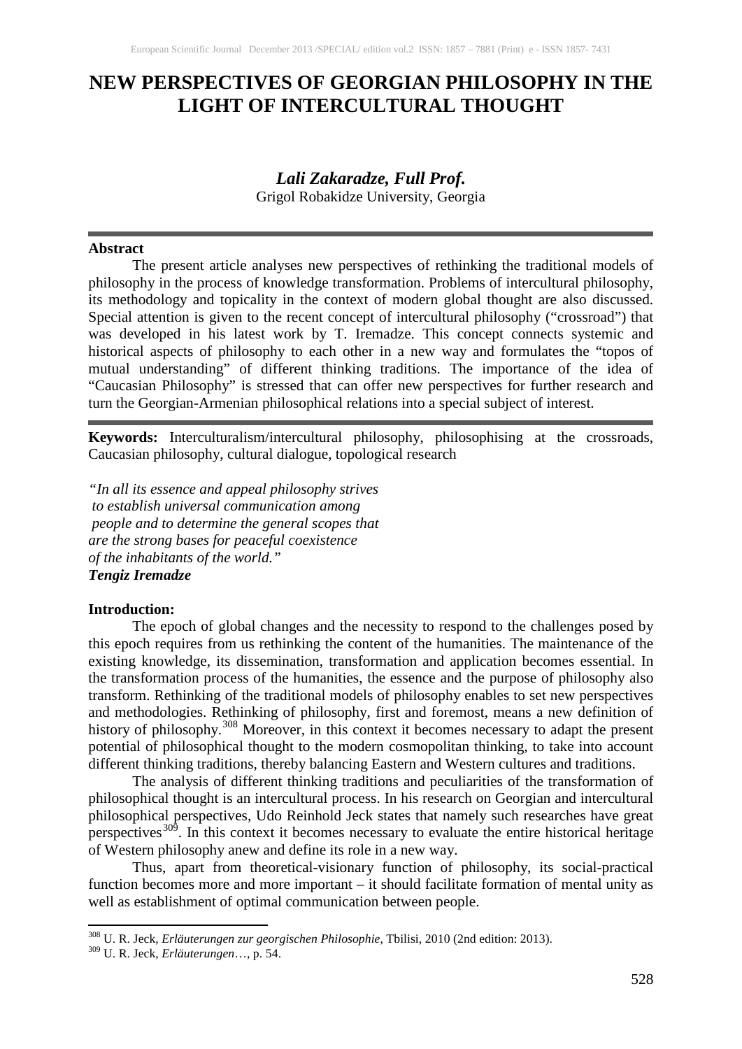# NEW PERSPECTIVES OF GEORGIAN PHILOSOPHY IN THE LIGHT OF INTERCULTURAL THOUGHT

***Lali Zakaradze, Full Prof.***
Grigol Robakidze University, Georgia

**Abstract**

The present article analyses new perspectives of rethinking the traditional models of philosophy in the process of knowledge transformation. Problems of intercultural philosophy, its methodology and topicality in the context of modern global thought are also discussed. Special attention is given to the recent concept of intercultural philosophy ("crossroad") that was developed in his latest work by T. Iremadze. This concept connects systemic and historical aspects of philosophy to each other in a new way and formulates the "topos of mutual understanding" of different thinking traditions. The importance of the idea of "Caucasian Philosophy" is stressed that can offer new perspectives for further research and turn the Georgian-Armenian philosophical relations into a special subject of interest.

**Keywords:** Interculturalism/intercultural philosophy, philosophising at the crossroads, Caucasian philosophy, cultural dialogue, topological research

*"In all its essence and appeal philosophy strives to establish universal communication among people and to determine the general scopes that are the strong bases for peaceful coexistence of the inhabitants of the world."*
***Tengiz Iremadze***

**Introduction:**

The epoch of global changes and the necessity to respond to the challenges posed by this epoch requires from us rethinking the content of the humanities. The maintenance of the existing knowledge, its dissemination, transformation and application becomes essential. In the transformation process of the humanities, the essence and the purpose of philosophy also transform. Rethinking of the traditional models of philosophy enables to set new perspectives and methodologies. Rethinking of philosophy, first and foremost, means a new definition of history of philosophy.[308] Moreover, in this context it becomes necessary to adapt the present potential of philosophical thought to the modern cosmopolitan thinking, to take into account different thinking traditions, thereby balancing Eastern and Western cultures and traditions.

The analysis of different thinking traditions and peculiarities of the transformation of philosophical thought is an intercultural process. In his research on Georgian and intercultural philosophical perspectives, Udo Reinhold Jeck states that namely such researches have great perspectives[309]. In this context it becomes necessary to evaluate the entire historical heritage of Western philosophy anew and define its role in a new way.

Thus, apart from theoretical-visionary function of philosophy, its social-practical function becomes more and more important – it should facilitate formation of mental unity as well as establishment of optimal communication between people.

---

[308] U. R. Jeck, *Erläuterungen zur georgischen Philosophie*, Tbilisi, 2010 (2nd edition: 2013).

[309] U. R. Jeck, *Erläuterungen*…, p. 54.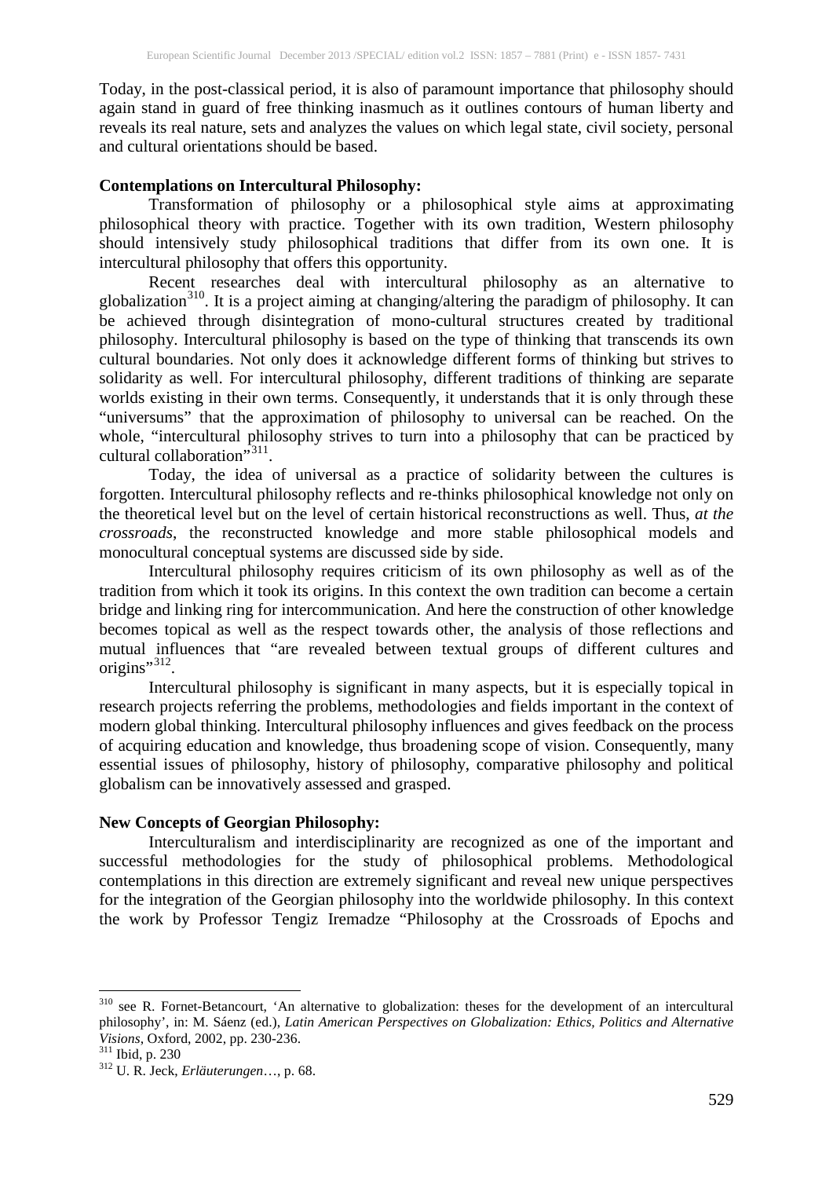Today, in the post-classical period, it is also of paramount importance that philosophy should again stand in guard of free thinking inasmuch as it outlines contours of human liberty and reveals its real nature, sets and analyzes the values on which legal state, civil society, personal and cultural orientations should be based.

**Contemplations on Intercultural Philosophy:**

Transformation of philosophy or a philosophical style aims at approximating philosophical theory with practice. Together with its own tradition, Western philosophy should intensively study philosophical traditions that differ from its own one. It is intercultural philosophy that offers this opportunity.

Recent researches deal with intercultural philosophy as an alternative to globalization[310]. It is a project aiming at changing/altering the paradigm of philosophy. It can be achieved through disintegration of mono-cultural structures created by traditional philosophy. Intercultural philosophy is based on the type of thinking that transcends its own cultural boundaries. Not only does it acknowledge different forms of thinking but strives to solidarity as well. For intercultural philosophy, different traditions of thinking are separate worlds existing in their own terms. Consequently, it understands that it is only through these "universums" that the approximation of philosophy to universal can be reached. On the whole, "intercultural philosophy strives to turn into a philosophy that can be practiced by cultural collaboration"[311].

Today, the idea of universal as a practice of solidarity between the cultures is forgotten. Intercultural philosophy reflects and re-thinks philosophical knowledge not only on the theoretical level but on the level of certain historical reconstructions as well. Thus, *at the crossroads*, the reconstructed knowledge and more stable philosophical models and monocultural conceptual systems are discussed side by side.

Intercultural philosophy requires criticism of its own philosophy as well as of the tradition from which it took its origins. In this context the own tradition can become a certain bridge and linking ring for intercommunication. And here the construction of other knowledge becomes topical as well as the respect towards other, the analysis of those reflections and mutual influences that "are revealed between textual groups of different cultures and origins"[312].

Intercultural philosophy is significant in many aspects, but it is especially topical in research projects referring the problems, methodologies and fields important in the context of modern global thinking. Intercultural philosophy influences and gives feedback on the process of acquiring education and knowledge, thus broadening scope of vision. Consequently, many essential issues of philosophy, history of philosophy, comparative philosophy and political globalism can be innovatively assessed and grasped.

**New Concepts of Georgian Philosophy:**

Interculturalism and interdisciplinarity are recognized as one of the important and successful methodologies for the study of philosophical problems. Methodological contemplations in this direction are extremely significant and reveal new unique perspectives for the integration of the Georgian philosophy into the worldwide philosophy. In this context the work by Professor Tengiz Iremadze "Philosophy at the Crossroads of Epochs and

---

[310] see R. Fornet-Betancourt, 'An alternative to globalization: theses for the development of an intercultural philosophy', in: M. Sáenz (ed.), *Latin American Perspectives on Globalization: Ethics, Politics and Alternative Visions*, Oxford, 2002, pp. 230-236.

[311] Ibid, p. 230

[312] U. R. Jeck, *Erläuterungen*…, p. 68.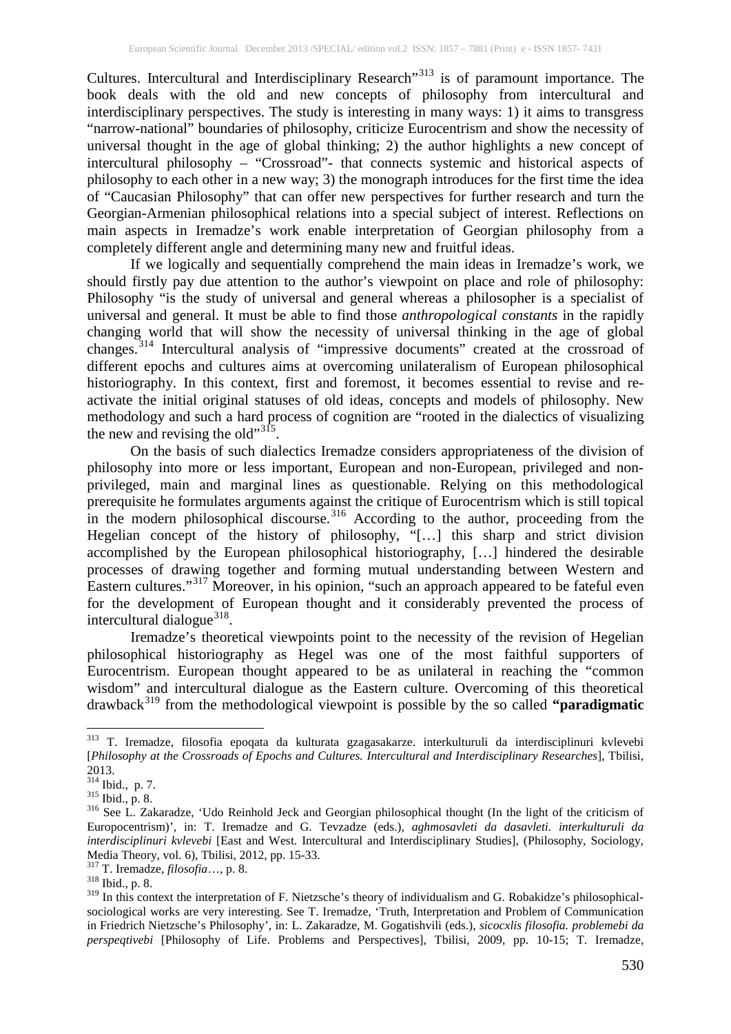Cultures. Intercultural and Interdisciplinary Research"[313] is of paramount importance. The book deals with the old and new concepts of philosophy from intercultural and interdisciplinary perspectives. The study is interesting in many ways: 1) it aims to transgress "narrow-national" boundaries of philosophy, criticize Eurocentrism and show the necessity of universal thought in the age of global thinking; 2) the author highlights a new concept of intercultural philosophy – "Crossroad"- that connects systemic and historical aspects of philosophy to each other in a new way; 3) the monograph introduces for the first time the idea of "Caucasian Philosophy" that can offer new perspectives for further research and turn the Georgian-Armenian philosophical relations into a special subject of interest. Reflections on main aspects in Iremadze's work enable interpretation of Georgian philosophy from a completely different angle and determining many new and fruitful ideas.

If we logically and sequentially comprehend the main ideas in Iremadze's work, we should firstly pay due attention to the author's viewpoint on place and role of philosophy: Philosophy "is the study of universal and general whereas a philosopher is a specialist of universal and general. It must be able to find those *anthropological constants* in the rapidly changing world that will show the necessity of universal thinking in the age of global changes.[314] Intercultural analysis of "impressive documents" created at the crossroad of different epochs and cultures aims at overcoming unilateralism of European philosophical historiography. In this context, first and foremost, it becomes essential to revise and re-activate the initial original statuses of old ideas, concepts and models of philosophy. New methodology and such a hard process of cognition are "rooted in the dialectics of visualizing the new and revising the old"[315].

On the basis of such dialectics Iremadze considers appropriateness of the division of philosophy into more or less important, European and non-European, privileged and non-privileged, main and marginal lines as questionable. Relying on this methodological prerequisite he formulates arguments against the critique of Eurocentrism which is still topical in the modern philosophical discourse.[316] According to the author, proceeding from the Hegelian concept of the history of philosophy, "[…] this sharp and strict division accomplished by the European philosophical historiography, […] hindered the desirable processes of drawing together and forming mutual understanding between Western and Eastern cultures."[317] Moreover, in his opinion, "such an approach appeared to be fateful even for the development of European thought and it considerably prevented the process of intercultural dialogue[318].

Iremadze's theoretical viewpoints point to the necessity of the revision of Hegelian philosophical historiography as Hegel was one of the most faithful supporters of Eurocentrism. European thought appeared to be as unilateral in reaching the "common wisdom" and intercultural dialogue as the Eastern culture. Overcoming of this theoretical drawback[319] from the methodological viewpoint is possible by the so called **"paradigmatic**

---

[313] T. Iremadze, filosofia epoqata da kulturata gzagasakarze. interkulturuli da interdisciplinuri kvlevebi [*Philosophy at the Crossroads of Epochs and Cultures. Intercultural and Interdisciplinary Researches*], Tbilisi, 2013.

[314] Ibid., p. 7.

[315] Ibid., p. 8.

[316] See L. Zakaradze, 'Udo Reinhold Jeck and Georgian philosophical thought (In the light of the criticism of Europocentrism)', in: T. Iremadze and G. Tevzadze (eds.), *aghmosavleti da dasavleti. interkulturuli da interdisciplinuri kvlevebi* [East and West. Intercultural and Interdisciplinary Studies], (Philosophy, Sociology, Media Theory, vol. 6), Tbilisi, 2012, pp. 15-33.

[317] T. Iremadze, *filosofia*…, p. 8.

[318] Ibid., p. 8.

[319] In this context the interpretation of F. Nietzsche's theory of individualism and G. Robakidze's philosophical-sociological works are very interesting. See T. Iremadze, 'Truth, Interpretation and Problem of Communication in Friedrich Nietzsche's Philosophy', in: L. Zakaradze, M. Gogatishvili (eds.), *sicocxlis filosofia. problemebi da perspeqtivebi* [Philosophy of Life. Problems and Perspectives], Tbilisi, 2009, pp. 10-15; T. Iremadze,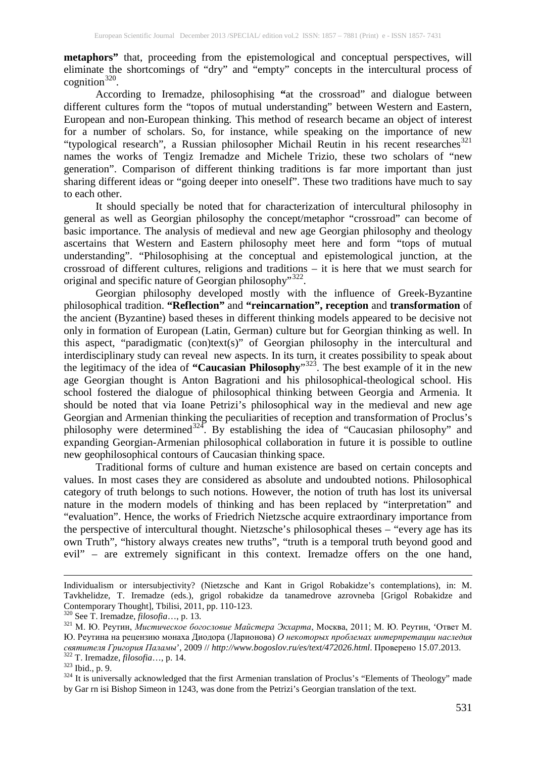**metaphors"** that, proceeding from the epistemological and conceptual perspectives, will eliminate the shortcomings of "dry" and "empty" concepts in the intercultural process of cognition[320].

According to Iremadze, philosophising **"**at the crossroad" and dialogue between different cultures form the "topos of mutual understanding" between Western and Eastern, European and non-European thinking. This method of research became an object of interest for a number of scholars. So, for instance, while speaking on the importance of new "typological research", a Russian philosopher Michail Reutin in his recent researches[321] names the works of Tengiz Iremadze and Michele Trizio, these two scholars of "new generation". Comparison of different thinking traditions is far more important than just sharing different ideas or "going deeper into oneself". These two traditions have much to say to each other.

It should specially be noted that for characterization of intercultural philosophy in general as well as Georgian philosophy the concept/metaphor "crossroad" can become of basic importance. The analysis of medieval and new age Georgian philosophy and theology ascertains that Western and Eastern philosophy meet here and form "tops of mutual understanding". "Philosophising at the conceptual and epistemological junction, at the crossroad of different cultures, religions and traditions – it is here that we must search for original and specific nature of Georgian philosophy"[322].

Georgian philosophy developed mostly with the influence of Greek-Byzantine philosophical tradition. **"Reflection"** and **"reincarnation", reception** and **transformation** of the ancient (Byzantine) based theses in different thinking models appeared to be decisive not only in formation of European (Latin, German) culture but for Georgian thinking as well. In this aspect, "paradigmatic (con)text(s)" of Georgian philosophy in the intercultural and interdisciplinary study can reveal new aspects. In its turn, it creates possibility to speak about the legitimacy of the idea of **"Caucasian Philosophy**"[323]. The best example of it in the new age Georgian thought is Anton Bagrationi and his philosophical-theological school. His school fostered the dialogue of philosophical thinking between Georgia and Armenia. It should be noted that via Ioane Petrizi's philosophical way in the medieval and new age Georgian and Armenian thinking the peculiarities of reception and transformation of Proclus's philosophy were determined[324]. By establishing the idea of "Caucasian philosophy" and expanding Georgian-Armenian philosophical collaboration in future it is possible to outline new geophilosophical contours of Caucasian thinking space.

Traditional forms of culture and human existence are based on certain concepts and values. In most cases they are considered as absolute and undoubted notions. Philosophical category of truth belongs to such notions. However, the notion of truth has lost its universal nature in the modern models of thinking and has been replaced by "interpretation" and "evaluation". Hence, the works of Friedrich Nietzsche acquire extraordinary importance from the perspective of intercultural thought. Nietzsche's philosophical theses – "every age has its own Truth", "history always creates new truths", "truth is a temporal truth beyond good and evil" – are extremely significant in this context. Iremadze offers on the one hand,

---

Individualism or intersubjectivity? (Nietzsche and Kant in Grigol Robakidze's contemplations), in: M. Tavkhelidze, T. Iremadze (eds.), grigol robakidze da tanamedrove azrovneba [Grigol Robakidze and Contemporary Thought], Tbilisi, 2011, pp. 110-123.

[320] See T. Iremadze, *filosofia*…, p. 13.

[321] М. Ю. Реутин, *Мистическое богословие Майстера Экхарта*, Москва, 2011; М. Ю. Реутин, 'Ответ М. Ю. Реутина на рецензию монаха Диодора (Ларионова) *О некоторых проблемах интерпретации наследия святителя Григория Паламы*', 2009 // *http://www.bogoslov.ru/es/text/472026.html*. Проверено 15.07.2013.

[322] T. Iremadze, *filosofia*…, p. 14.

[323] Ibid., p. 9.

[324] It is universally acknowledged that the first Armenian translation of Proclus's "Elements of Theology" made by Gar rn isi Bishop Simeon in 1243, was done from the Petrizi's Georgian translation of the text.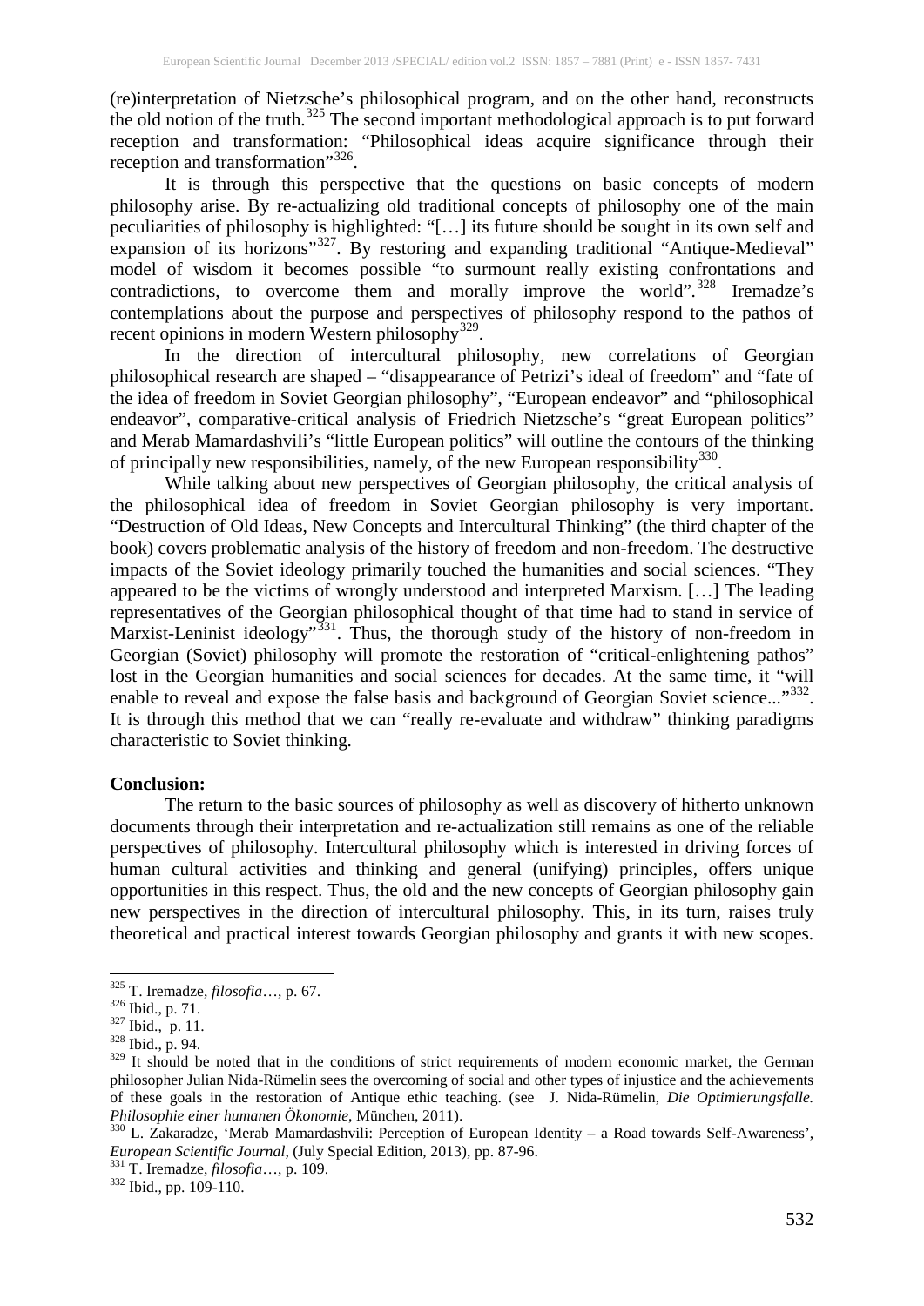(re)interpretation of Nietzsche's philosophical program, and on the other hand, reconstructs the old notion of the truth.[325] The second important methodological approach is to put forward reception and transformation: "Philosophical ideas acquire significance through their reception and transformation"[326].

It is through this perspective that the questions on basic concepts of modern philosophy arise. By re-actualizing old traditional concepts of philosophy one of the main peculiarities of philosophy is highlighted: "[…] its future should be sought in its own self and expansion of its horizons"[327]. By restoring and expanding traditional "Antique-Medieval" model of wisdom it becomes possible "to surmount really existing confrontations and contradictions, to overcome them and morally improve the world".[328] Iremadze's contemplations about the purpose and perspectives of philosophy respond to the pathos of recent opinions in modern Western philosophy[329].

In the direction of intercultural philosophy, new correlations of Georgian philosophical research are shaped – "disappearance of Petrizi's ideal of freedom" and "fate of the idea of freedom in Soviet Georgian philosophy", "European endeavor" and "philosophical endeavor", comparative-critical analysis of Friedrich Nietzsche's "great European politics" and Merab Mamardashvili's "little European politics" will outline the contours of the thinking of principally new responsibilities, namely, of the new European responsibility[330].

While talking about new perspectives of Georgian philosophy, the critical analysis of the philosophical idea of freedom in Soviet Georgian philosophy is very important. "Destruction of Old Ideas, New Concepts and Intercultural Thinking" (the third chapter of the book) covers problematic analysis of the history of freedom and non-freedom. The destructive impacts of the Soviet ideology primarily touched the humanities and social sciences. "They appeared to be the victims of wrongly understood and interpreted Marxism. […] The leading representatives of the Georgian philosophical thought of that time had to stand in service of Marxist-Leninist ideology"[331]. Thus, the thorough study of the history of non-freedom in Georgian (Soviet) philosophy will promote the restoration of "critical-enlightening pathos" lost in the Georgian humanities and social sciences for decades. At the same time, it "will enable to reveal and expose the false basis and background of Georgian Soviet science..."[332]. It is through this method that we can "really re-evaluate and withdraw" thinking paradigms characteristic to Soviet thinking.

**Conclusion:**

The return to the basic sources of philosophy as well as discovery of hitherto unknown documents through their interpretation and re-actualization still remains as one of the reliable perspectives of philosophy. Intercultural philosophy which is interested in driving forces of human cultural activities and thinking and general (unifying) principles, offers unique opportunities in this respect. Thus, the old and the new concepts of Georgian philosophy gain new perspectives in the direction of intercultural philosophy. This, in its turn, raises truly theoretical and practical interest towards Georgian philosophy and grants it with new scopes.

---

[325] T. Iremadze, *filosofia*…, p. 67.
[326] Ibid., p. 71.
[327] Ibid., p. 11.
[328] Ibid., p. 94.
[329] It should be noted that in the conditions of strict requirements of modern economic market, the German philosopher Julian Nida-Rümelin sees the overcoming of social and other types of injustice and the achievements of these goals in the restoration of Antique ethic teaching. (see J. Nida-Rümelin, *Die Optimierungsfalle. Philosophie einer humanen Ökonomie*, München, 2011).
[330] L. Zakaradze, 'Merab Mamardashvili: Perception of European Identity – a Road towards Self-Awareness', *European Scientific Journal*, (July Special Edition, 2013), pp. 87-96.
[331] T. Iremadze, *filosofia*…, p. 109.
[332] Ibid., pp. 109-110.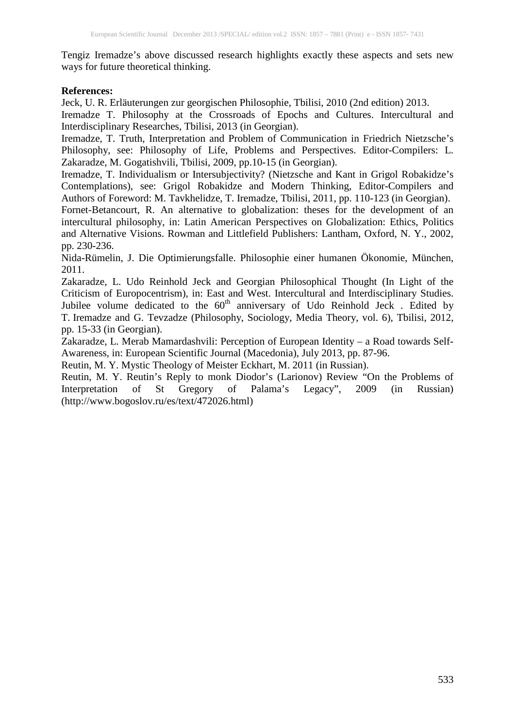Tengiz Iremadze's above discussed research highlights exactly these aspects and sets new ways for future theoretical thinking.

**References:**

Jeck, U. R. Erläuterungen zur georgischen Philosophie, Tbilisi, 2010 (2nd edition) 2013.

Iremadze T. Philosophy at the Crossroads of Epochs and Cultures. Intercultural and Interdisciplinary Researches, Tbilisi, 2013 (in Georgian).

Iremadze, T. Truth, Interpretation and Problem of Communication in Friedrich Nietzsche's Philosophy, see: Philosophy of Life, Problems and Perspectives. Editor-Compilers: L. Zakaradze, M. Gogatishvili, Tbilisi, 2009, pp.10-15 (in Georgian).

Iremadze, T. Individualism or Intersubjectivity? (Nietzsche and Kant in Grigol Robakidze's Contemplations), see: Grigol Robakidze and Modern Thinking, Editor-Compilers and Authors of Foreword: M. Tavkhelidze, T. Iremadze, Tbilisi, 2011, pp. 110-123 (in Georgian).

Fornet-Betancourt, R. An alternative to globalization: theses for the development of an intercultural philosophy, in: Latin American Perspectives on Globalization: Ethics, Politics and Alternative Visions. Rowman and Littlefield Publishers: Lantham, Oxford, N. Y., 2002, pp. 230-236.

Nida-Rümelin, J. Die Optimierungsfalle. Philosophie einer humanen Ökonomie, München, 2011.

Zakaradze, L. Udo Reinhold Jeck and Georgian Philosophical Thought (In Light of the Criticism of Europocentrism), in: East and West. Intercultural and Interdisciplinary Studies. Jubilee volume dedicated to the 60th anniversary of Udo Reinhold Jeck . Edited by T. Iremadze and G. Tevzadze (Philosophy, Sociology, Media Theory, vol. 6), Tbilisi, 2012, pp. 15-33 (in Georgian).

Zakaradze, L. Merab Mamardashvili: Perception of European Identity – a Road towards Self-Awareness, in: European Scientific Journal (Macedonia), July 2013, pp. 87-96.

Reutin, M. Y. Mystic Theology of Meister Eckhart, M. 2011 (in Russian).

Reutin, M. Y. Reutin's Reply to monk Diodor's (Larionov) Review "On the Problems of Interpretation of St Gregory of Palama's Legacy", 2009 (in Russian) (http://www.bogoslov.ru/es/text/472026.html)